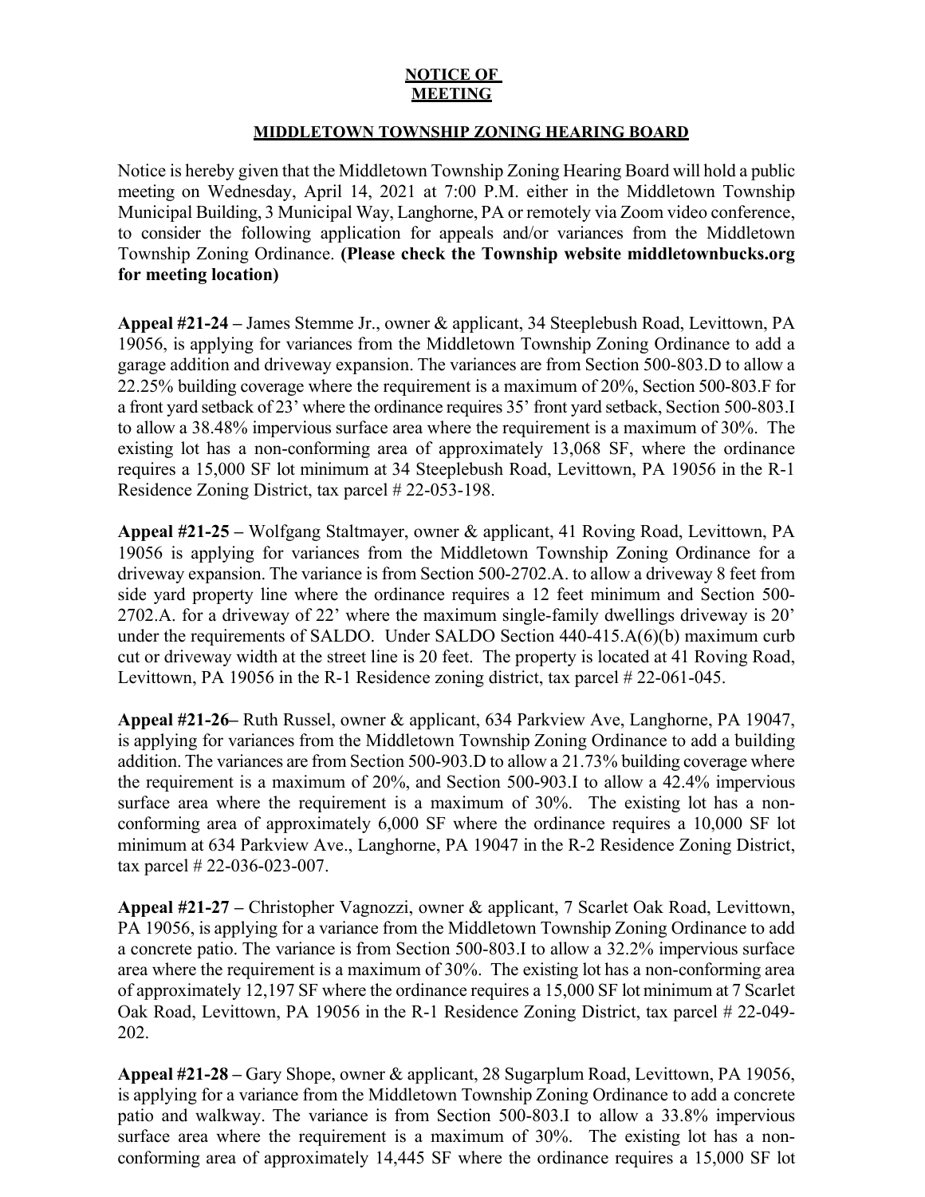**NOTICE OF**
**MEETING**

**MIDDLETOWN TOWNSHIP ZONING HEARING BOARD**

Notice is hereby given that the Middletown Township Zoning Hearing Board will hold a public meeting on Wednesday, April 14, 2021 at 7:00 P.M. either in the Middletown Township Municipal Building, 3 Municipal Way, Langhorne, PA or remotely via Zoom video conference, to consider the following application for appeals and/or variances from the Middletown Township Zoning Ordinance. **(Please check the Township website middletownbucks.org for meeting location)**

**Appeal #21-24 –** James Stemme Jr., owner & applicant, 34 Steeplebush Road, Levittown, PA 19056, is applying for variances from the Middletown Township Zoning Ordinance to add a garage addition and driveway expansion. The variances are from Section 500-803.D to allow a 22.25% building coverage where the requirement is a maximum of 20%, Section 500-803.F for a front yard setback of 23' where the ordinance requires 35' front yard setback, Section 500-803.I to allow a 38.48% impervious surface area where the requirement is a maximum of 30%. The existing lot has a non-conforming area of approximately 13,068 SF, where the ordinance requires a 15,000 SF lot minimum at 34 Steeplebush Road, Levittown, PA 19056 in the R-1 Residence Zoning District, tax parcel # 22-053-198.

**Appeal #21-25 –** Wolfgang Staltmayer, owner & applicant, 41 Roving Road, Levittown, PA 19056 is applying for variances from the Middletown Township Zoning Ordinance for a driveway expansion. The variance is from Section 500-2702.A. to allow a driveway 8 feet from side yard property line where the ordinance requires a 12 feet minimum and Section 500-2702.A. for a driveway of 22' where the maximum single-family dwellings driveway is 20' under the requirements of SALDO. Under SALDO Section 440-415.A(6)(b) maximum curb cut or driveway width at the street line is 20 feet. The property is located at 41 Roving Road, Levittown, PA 19056 in the R-1 Residence zoning district, tax parcel # 22-061-045.

**Appeal #21-26–** Ruth Russel, owner & applicant, 634 Parkview Ave, Langhorne, PA 19047, is applying for variances from the Middletown Township Zoning Ordinance to add a building addition. The variances are from Section 500-903.D to allow a 21.73% building coverage where the requirement is a maximum of 20%, and Section 500-903.I to allow a 42.4% impervious surface area where the requirement is a maximum of 30%. The existing lot has a non-conforming area of approximately 6,000 SF where the ordinance requires a 10,000 SF lot minimum at 634 Parkview Ave., Langhorne, PA 19047 in the R-2 Residence Zoning District, tax parcel # 22-036-023-007.

**Appeal #21-27 –** Christopher Vagnozzi, owner & applicant, 7 Scarlet Oak Road, Levittown, PA 19056, is applying for a variance from the Middletown Township Zoning Ordinance to add a concrete patio. The variance is from Section 500-803.I to allow a 32.2% impervious surface area where the requirement is a maximum of 30%. The existing lot has a non-conforming area of approximately 12,197 SF where the ordinance requires a 15,000 SF lot minimum at 7 Scarlet Oak Road, Levittown, PA 19056 in the R-1 Residence Zoning District, tax parcel # 22-049-202.

**Appeal #21-28 –** Gary Shope, owner & applicant, 28 Sugarplum Road, Levittown, PA 19056, is applying for a variance from the Middletown Township Zoning Ordinance to add a concrete patio and walkway. The variance is from Section 500-803.I to allow a 33.8% impervious surface area where the requirement is a maximum of 30%. The existing lot has a non-conforming area of approximately 14,445 SF where the ordinance requires a 15,000 SF lot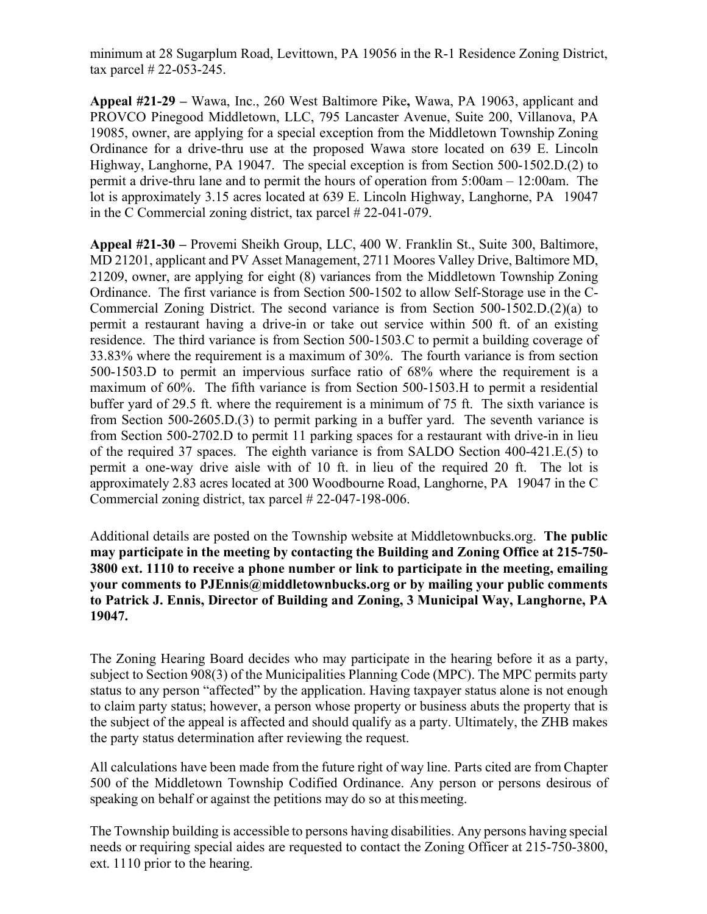minimum at 28 Sugarplum Road, Levittown, PA 19056 in the R-1 Residence Zoning District, tax parcel # 22-053-245.

**Appeal #21-29 –** Wawa, Inc., 260 West Baltimore Pike**,** Wawa, PA 19063, applicant and PROVCO Pinegood Middletown, LLC, 795 Lancaster Avenue, Suite 200, Villanova, PA 19085, owner, are applying for a special exception from the Middletown Township Zoning Ordinance for a drive-thru use at the proposed Wawa store located on 639 E. Lincoln Highway, Langhorne, PA 19047. The special exception is from Section 500-1502.D.(2) to permit a drive-thru lane and to permit the hours of operation from 5:00am – 12:00am. The lot is approximately 3.15 acres located at 639 E. Lincoln Highway, Langhorne, PA 19047 in the C Commercial zoning district, tax parcel # 22-041-079.

**Appeal #21-30 –** Provemi Sheikh Group, LLC, 400 W. Franklin St., Suite 300, Baltimore, MD 21201, applicant and PV Asset Management, 2711 Moores Valley Drive, Baltimore MD, 21209, owner, are applying for eight (8) variances from the Middletown Township Zoning Ordinance. The first variance is from Section 500-1502 to allow Self-Storage use in the C-Commercial Zoning District. The second variance is from Section 500-1502.D.(2)(a) to permit a restaurant having a drive-in or take out service within 500 ft. of an existing residence. The third variance is from Section 500-1503.C to permit a building coverage of 33.83% where the requirement is a maximum of 30%. The fourth variance is from section 500-1503.D to permit an impervious surface ratio of 68% where the requirement is a maximum of 60%. The fifth variance is from Section 500-1503.H to permit a residential buffer yard of 29.5 ft. where the requirement is a minimum of 75 ft. The sixth variance is from Section 500-2605.D.(3) to permit parking in a buffer yard. The seventh variance is from Section 500-2702.D to permit 11 parking spaces for a restaurant with drive-in in lieu of the required 37 spaces. The eighth variance is from SALDO Section 400-421.E.(5) to permit a one-way drive aisle with of 10 ft. in lieu of the required 20 ft. The lot is approximately 2.83 acres located at 300 Woodbourne Road, Langhorne, PA 19047 in the C Commercial zoning district, tax parcel # 22-047-198-006.

Additional details are posted on the Township website at Middletownbucks.org. **The public may participate in the meeting by contacting the Building and Zoning Office at 215-750-3800 ext. 1110 to receive a phone number or link to participate in the meeting, emailing your comments to PJEnnis@middletownbucks.org or by mailing your public comments to Patrick J. Ennis, Director of Building and Zoning, 3 Municipal Way, Langhorne, PA 19047.**

The Zoning Hearing Board decides who may participate in the hearing before it as a party, subject to Section 908(3) of the Municipalities Planning Code (MPC). The MPC permits party status to any person "affected" by the application. Having taxpayer status alone is not enough to claim party status; however, a person whose property or business abuts the property that is the subject of the appeal is affected and should qualify as a party. Ultimately, the ZHB makes the party status determination after reviewing the request.

All calculations have been made from the future right of way line. Parts cited are from Chapter 500 of the Middletown Township Codified Ordinance. Any person or persons desirous of speaking on behalf or against the petitions may do so at this meeting.

The Township building is accessible to persons having disabilities. Any persons having special needs or requiring special aides are requested to contact the Zoning Officer at 215-750-3800, ext. 1110 prior to the hearing.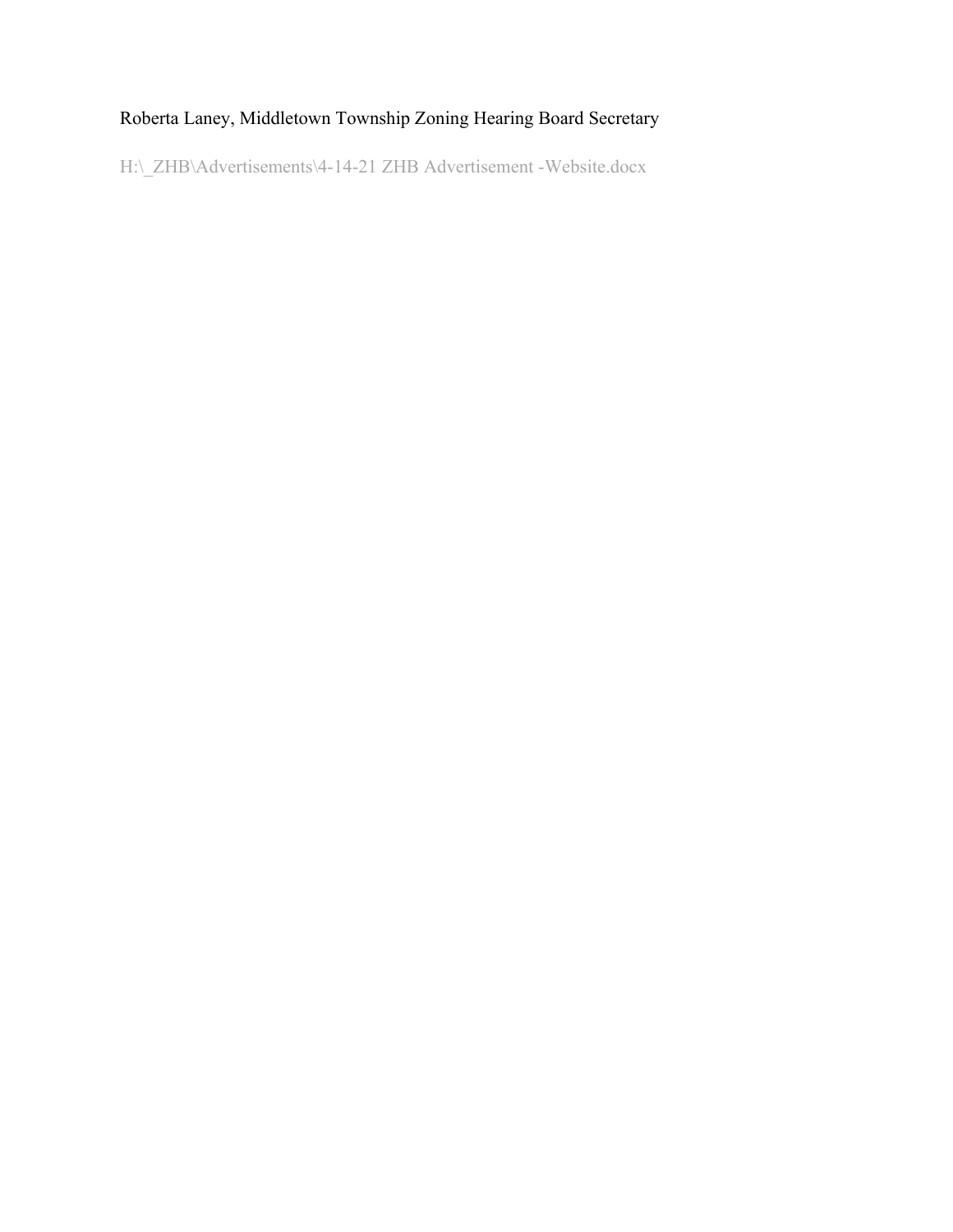Roberta Laney, Middletown Township Zoning Hearing Board Secretary

H:\_ZHB\Advertisements\4-14-21 ZHB Advertisement -Website.docx